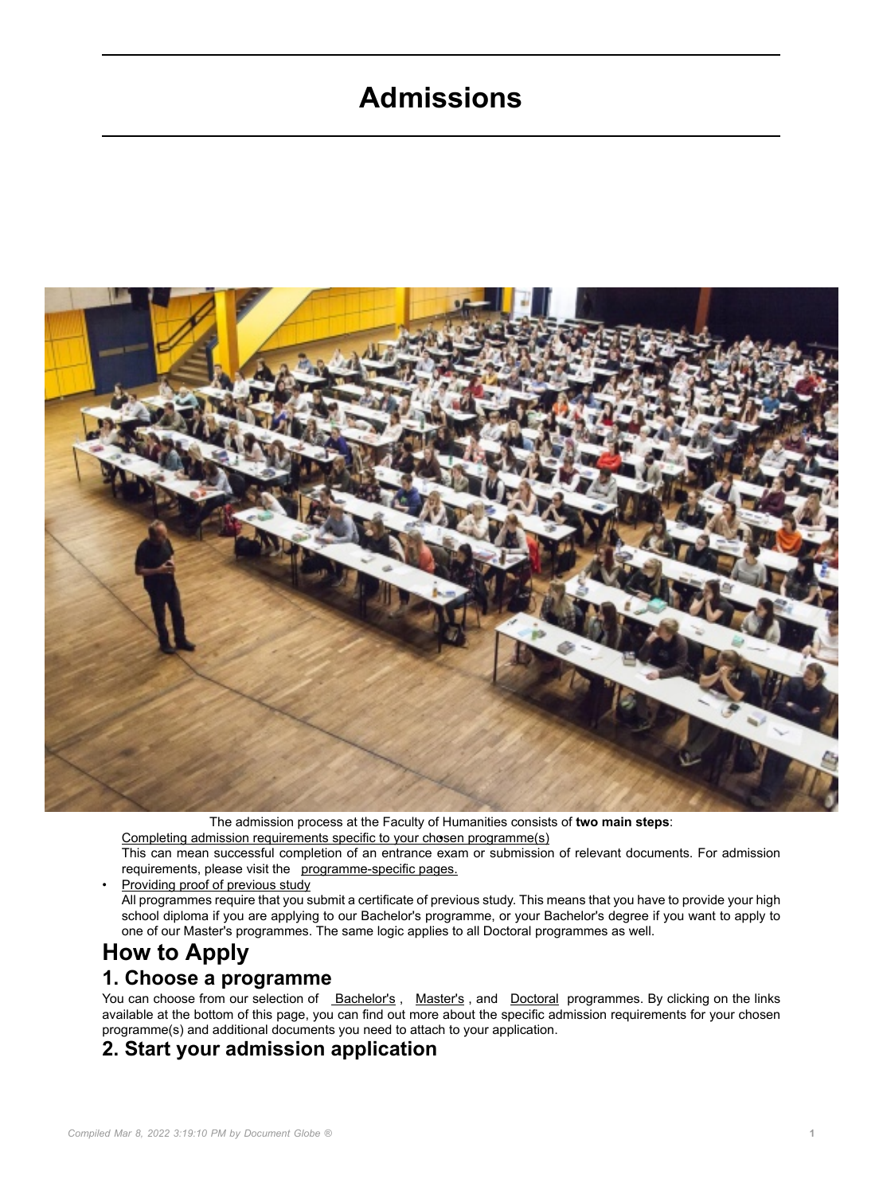# Admissions

The admission process at the Faculty of Humanities consists of **two main steps**:

- Completing admission requirements specific to your chosen programme(s)
  This can mean successful completion of an entrance exam or submission of relevant documents. For admission requirements, please visit the programme-specific pages.
- Providing proof of previous study
  All programmes require that you submit a certificate of previous study. This means that you have to provide your high school diploma if you are applying to our Bachelor's programme, or your Bachelor's degree if you want to apply to one of our Master's programmes. The same logic applies to all Doctoral programmes as well.

## How to Apply

### 1. Choose a programme

You can choose from our selection of Bachelor's, Master's, and Doctoral programmes. By clicking on the links available at the bottom of this page, you can find out more about the specific admission requirements for your chosen programme(s) and additional documents you need to attach to your application.

### 2. Start your admission application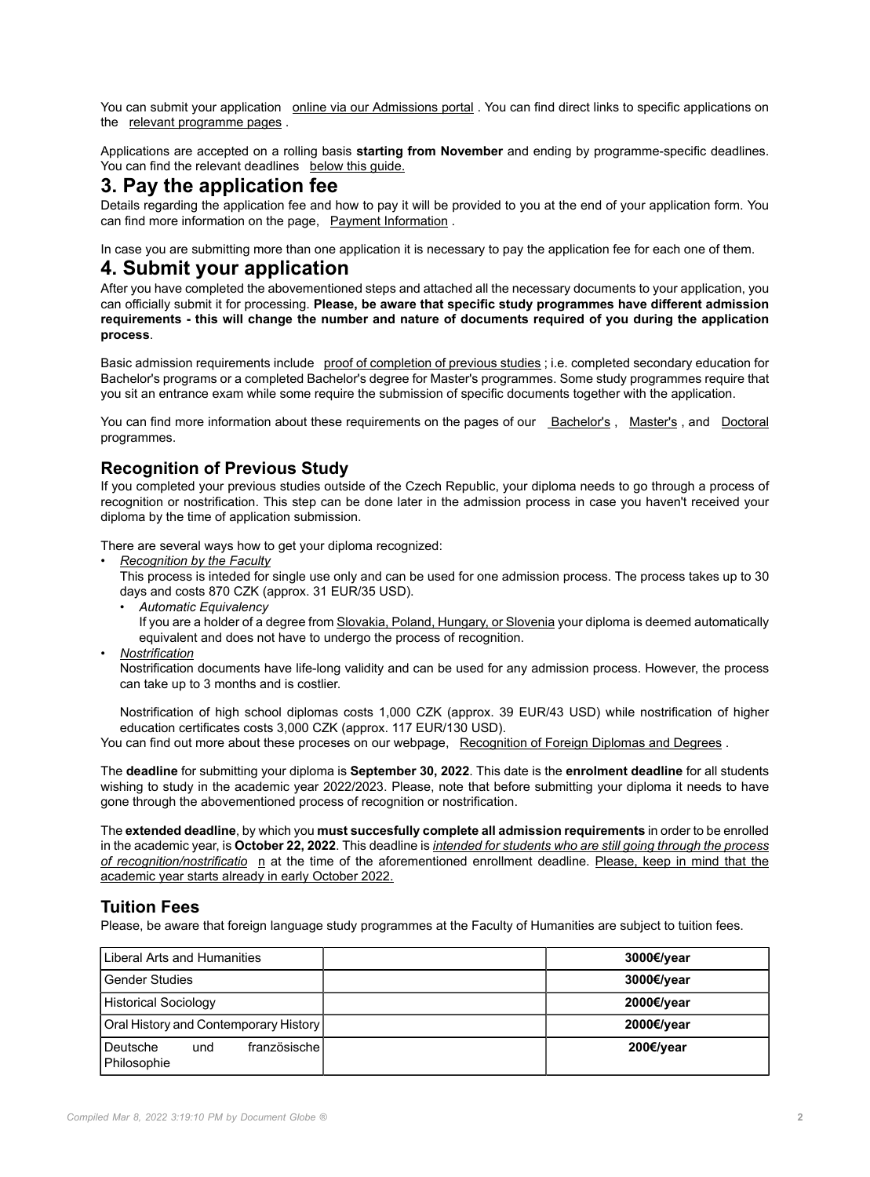You can submit your application online via our Admissions portal . You can find direct links to specific applications on the relevant programme pages .

Applications are accepted on a rolling basis **starting from November** and ending by programme-specific deadlines. You can find the relevant deadlines below this guide.

## 3. Pay the application fee

Details regarding the application fee and how to pay it will be provided to you at the end of your application form. You can find more information on the page, Payment Information .

In case you are submitting more than one application it is necessary to pay the application fee for each one of them.

## 4. Submit your application

After you have completed the abovementioned steps and attached all the necessary documents to your application, you can officially submit it for processing. **Please, be aware that specific study programmes have different admission requirements - this will change the number and nature of documents required of you during the application process**.

Basic admission requirements include proof of completion of previous studies ; i.e. completed secondary education for Bachelor's programs or a completed Bachelor's degree for Master's programmes. Some study programmes require that you sit an entrance exam while some require the submission of specific documents together with the application.

You can find more information about these requirements on the pages of our Bachelor's , Master's , and Doctoral programmes.

### Recognition of Previous Study

If you completed your previous studies outside of the Czech Republic, your diploma needs to go through a process of recognition or nostrification. This step can be done later in the admission process in case you haven't received your diploma by the time of application submission.

There are several ways how to get your diploma recognized:

- *Recognition by the Faculty*
  This process is inteded for single use only and can be used for one admission process. The process takes up to 30 days and costs 870 CZK (approx. 31 EUR/35 USD).
  - *Automatic Equivalency*
    If you are a holder of a degree from Slovakia, Poland, Hungary, or Slovenia your diploma is deemed automatically equivalent and does not have to undergo the process of recognition.
- *Nostrification*
  Nostrification documents have life-long validity and can be used for any admission process. However, the process can take up to 3 months and is costlier.

  Nostrification of high school diplomas costs 1,000 CZK (approx. 39 EUR/43 USD) while nostrification of higher education certificates costs 3,000 CZK (approx. 117 EUR/130 USD).

You can find out more about these proceses on our webpage, Recognition of Foreign Diplomas and Degrees .

The **deadline** for submitting your diploma is **September 30, 2022**. This date is the **enrolment deadline** for all students wishing to study in the academic year 2022/2023. Please, note that before submitting your diploma it needs to have gone through the abovementioned process of recognition or nostrification.

The **extended deadline**, by which you **must succesfully complete all admission requirements** in order to be enrolled in the academic year, is **October 22, 2022**. This deadline is *intended for students who are still going through the process of recognition/nostrification* at the time of the aforementioned enrollment deadline. Please, keep in mind that the academic year starts already in early October 2022.

### Tuition Fees

Please, be aware that foreign language study programmes at the Faculty of Humanities are subject to tuition fees.

| | | |
|---|---|---|
| Liberal Arts and Humanities | | **3000€/year** |
| Gender Studies | | **3000€/year** |
| Historical Sociology | | **2000€/year** |
| Oral History and Contemporary History | | **2000€/year** |
| Deutsche und französische Philosophie | | **200€/year** |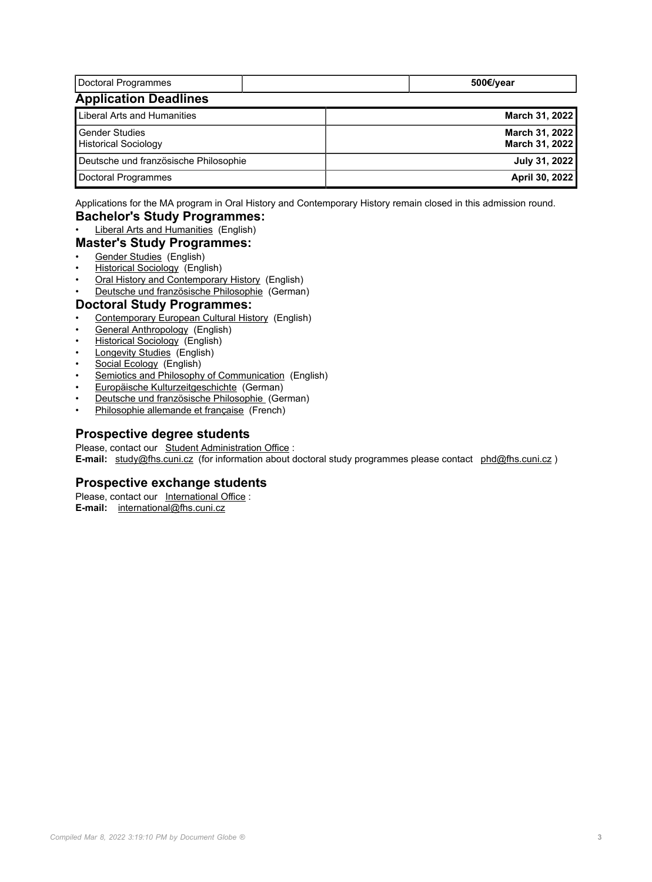| | | |
|---|---|---|
| Doctoral Programmes | | **500€/year** |

## Application Deadlines

| | |
|---|---|
| Liberal Arts and Humanities | **March 31, 2022** |
| Gender Studies<br>Historical Sociology | **March 31, 2022**<br>**March 31, 2022** |
| Deutsche und französische Philosophie | **July 31, 2022** |
| Doctoral Programmes | **April 30, 2022** |

Applications for the MA program in Oral History and Contemporary History remain closed in this admission round.

## Bachelor's Study Programmes:

- Liberal Arts and Humanities (English)

## Master's Study Programmes:

- Gender Studies (English)
- Historical Sociology (English)
- Oral History and Contemporary History (English)
- Deutsche und französische Philosophie (German)

## Doctoral Study Programmes:

- Contemporary European Cultural History (English)
- General Anthropology (English)
- Historical Sociology (English)
- Longevity Studies (English)
- Social Ecology (English)
- Semiotics and Philosophy of Communication (English)
- Europäische Kulturzeitgeschichte (German)
- Deutsche und französische Philosophie (German)
- Philosophie allemande et française (French)

## Prospective degree students

Please, contact our Student Administration Office :
**E-mail:** study@fhs.cuni.cz (for information about doctoral study programmes please contact phd@fhs.cuni.cz )

## Prospective exchange students

Please, contact our International Office :
**E-mail:** international@fhs.cuni.cz